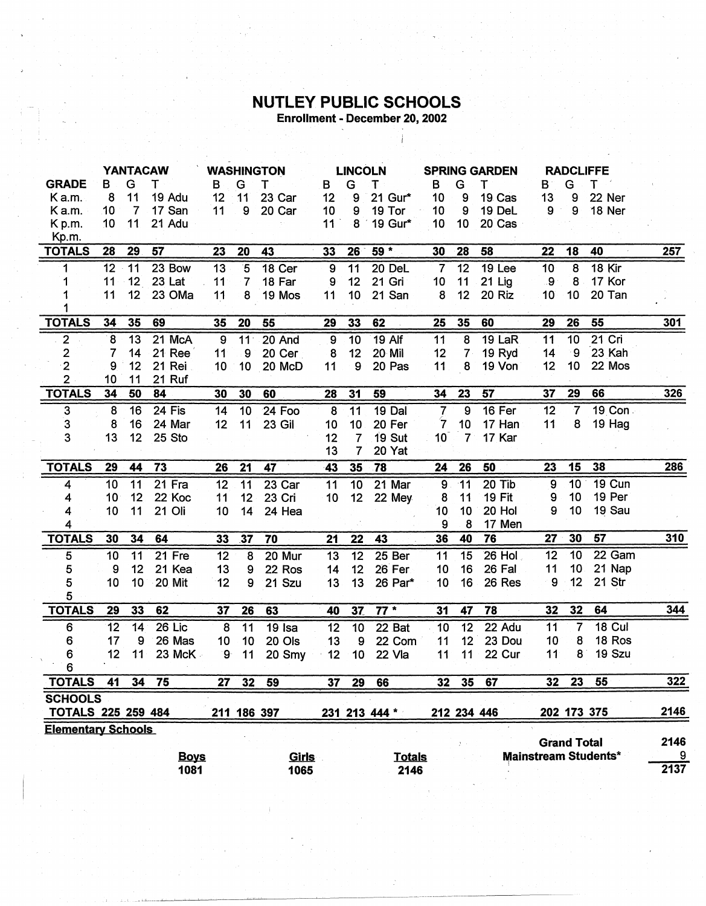# NUTLEY PUBLIC SCHOOLS

**Enrollment - December 20, 2002**

| | YANTACAW | | | | WASHINGTON | | | | LINCOLN | | | | SPRING GARDEN | | | | RADCLIFFE | | | | |
|---|---|---|---|---|---|---|---|---|---|---|---|---|---|---|---|---|---|---|---|---|---|
| **GRADE** | B | G | T | | B | G | T | | B | G | T | | B | G | T | | B | G | T | | |
| K a.m. | 8 | 11 | 19 | Adu | 12 | 11 | 23 | Car | 12 | 9 | 21 | Gur* | 10 | 9 | 19 | Cas | 13 | 9 | 22 | Ner | |
| K a.m. | 10 | 7 | 17 | San | 11 | 9 | 20 | Car | 10 | 9 | 19 | Tor | 10 | 9 | 19 | DeL | 9 | 9 | 18 | Ner | |
| K p.m. | 10 | 11 | 21 | Adu | | | | | 11 | 8 | 19 | Gur* | 10 | 10 | 20 | Cas | | | | | |
| Kp.m. | | | | | | | | | | | | | | | | | | | | | |
| **TOTALS** | **28** | **29** | **57** | | **23** | **20** | **43** | | **33** | **26** | **59 *** | | **30** | **28** | **58** | | **22** | **18** | **40** | | **257** |
| 1 | 12 | 11 | 23 | Bow | 13 | 5 | 18 | Cer | 9 | 11 | 20 | DeL | 7 | 12 | 19 | Lee | 10 | 8 | 18 | Kir | |
| 1 | 11 | 12 | 23 | Lat | 11 | 7 | 18 | Far | 9 | 12 | 21 | Gri | 10 | 11 | 21 | Lig | 9 | 8 | 17 | Kor | |
| 1 | 11 | 12 | 23 | OMa | 11 | 8 | 19 | Mos | 11 | 10 | 21 | San | 8 | 12 | 20 | Riz | 10 | 10 | 20 | Tan | |
| 1 | | | | | | | | | | | | | | | | | | | | | |
| **TOTALS** | **34** | **35** | **69** | | **35** | **20** | **55** | | **29** | **33** | **62** | | **25** | **35** | **60** | | **29** | **26** | **55** | | **301** |
| 2 | 8 | 13 | 21 | McA | 9 | 11 | 20 | And | 9 | 10 | 19 | Alf | 11 | 8 | 19 | LaR | 11 | 10 | 21 | Cri | |
| 2 | 7 | 14 | 21 | Ree | 11 | 9 | 20 | Cer | 8 | 12 | 20 | Mil | 12 | 7 | 19 | Ryd | 14 | 9 | 23 | Kah | |
| 2 | 9 | 12 | 21 | Rei | 10 | 10 | 20 | McD | 11 | 9 | 20 | Pas | 11 | 8 | 19 | Von | 12 | 10 | 22 | Mos | |
| 2 | 10 | 11 | 21 | Ruf | | | | | | | | | | | | | | | | | |
| **TOTALS** | **34** | **50** | **84** | | **30** | **30** | **60** | | **28** | **31** | **59** | | **34** | **23** | **57** | | **37** | **29** | **66** | | **326** |
| 3 | 8 | 16 | 24 | Fis | 14 | 10 | 24 | Foo | 8 | 11 | 19 | Dal | 7 | 9 | 16 | Fer | 12 | 7 | 19 | Con | |
| 3 | 8 | 16 | 24 | Mar | 12 | 11 | 23 | Gil | 10 | 10 | 20 | Fer | 7 | 10 | 17 | Han | 11 | 8 | 19 | Hag | |
| 3 | 13 | 12 | 25 | Sto | | | | | 12 | 7 | 19 | Sut | 10 | 7 | 17 | Kar | | | | | |
| | | | | | | | | | 13 | 7 | 20 | Yat | | | | | | | | | |
| **TOTALS** | **29** | **44** | **73** | | **26** | **21** | **47** | | **43** | **35** | **78** | | **24** | **26** | **50** | | **23** | **15** | **38** | | **286** |
| 4 | 10 | 11 | 21 | Fra | 12 | 11 | 23 | Car | 11 | 10 | 21 | Mar | 9 | 11 | 20 | Tib | 9 | 10 | 19 | Cun | |
| 4 | 10 | 12 | 22 | Koc | 11 | 12 | 23 | Cri | 10 | 12 | 22 | Mey | 8 | 11 | 19 | Fit | 9 | 10 | 19 | Per | |
| 4 | 10 | 11 | 21 | Oli | 10 | 14 | 24 | Hea | | | | | 10 | 10 | 20 | Hol | 9 | 10 | 19 | Sau | |
| 4 | | | | | | | | | | | | | 9 | 8 | 17 | Men | | | | | |
| **TOTALS** | **30** | **34** | **64** | | **33** | **37** | **70** | | **21** | **22** | **43** | | **36** | **40** | **76** | | **27** | **30** | **57** | | **310** |
| 5 | 10 | 11 | 21 | Fre | 12 | 8 | 20 | Mur | 13 | 12 | 25 | Ber | 11 | 15 | 26 | Hol | 12 | 10 | 22 | Gam | |
| 5 | 9 | 12 | 21 | Kea | 13 | 9 | 22 | Ros | 14 | 12 | 26 | Fer | 10 | 16 | 26 | Fal | 11 | 10 | 21 | Nap | |
| 5 | 10 | 10 | 20 | Mit | 12 | 9 | 21 | Szu | 13 | 13 | 26 | Par* | 10 | 16 | 26 | Res | 9 | 12 | 21 | Str | |
| 5 | | | | | | | | | | | | | | | | | | | | | |
| **TOTALS** | **29** | **33** | **62** | | **37** | **26** | **63** | | **40** | **37** | **77 *** | | **31** | **47** | **78** | | **32** | **32** | **64** | | **344** |
| 6 | 12 | 14 | 26 | Lic | 8 | 11 | 19 | Isa | 12 | 10 | 22 | Bat | 10 | 12 | 22 | Adu | 11 | 7 | 18 | Cul | |
| 6 | 17 | 9 | 26 | Mas | 10 | 10 | 20 | Ols | 13 | 9 | 22 | Com | 11 | 12 | 23 | Dou | 10 | 8 | 18 | Ros | |
| 6 | 12 | 11 | 23 | McK | 9 | 11 | 20 | Smy | 12 | 10 | 22 | Vla | 11 | 11 | 22 | Cur | 11 | 8 | 19 | Szu | |
| 6 | | | | | | | | | | | | | | | | | | | | | |
| **TOTALS** | **41** | **34** | **75** | | **27** | **32** | **59** | | **37** | **29** | **66** | | **32** | **35** | **67** | | **32** | **23** | **55** | | **322** |
| **SCHOOLS TOTALS** | **225** | **259** | **484** | | **211** | **186** | **397** | | **231** | **213** | **444 *** | | **212** | **234** | **446** | | **202** | **173** | **375** | | **2146** |

**Elementary Schools**

| Boys | Girls | Totals |
|---|---|---|
| 1081 | 1065 | 2146 |

| | |
|---|---|
| **Grand Total** | 2146 |
| **Mainstream Students*** | 9 |
| | 2137 |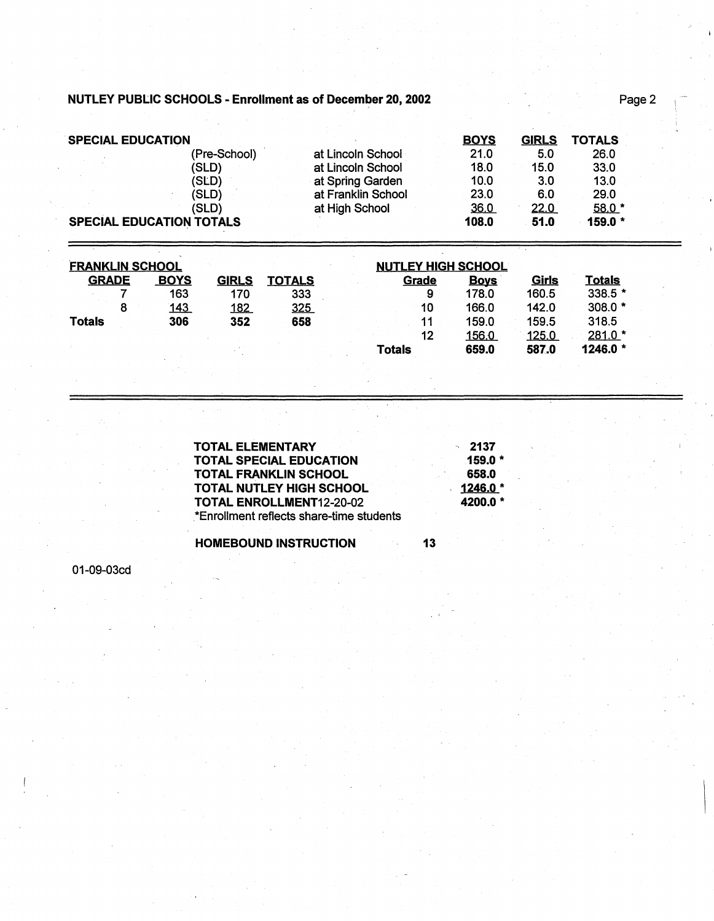## NUTLEY PUBLIC SCHOOLS - Enrollment as of December 20, 2002

| SPECIAL EDUCATION | | | BOYS | GIRLS | TOTALS |
|---|---|---|---|---|---|
| | (Pre-School) | at Lincoln School | 21.0 | 5.0 | 26.0 |
| | (SLD) | at Lincoln School | 18.0 | 15.0 | 33.0 |
| | (SLD) | at Spring Garden | 10.0 | 3.0 | 13.0 |
| | (SLD) | at Franklin School | 23.0 | 6.0 | 29.0 |
| | (SLD) | at High School | 36.0 | 22.0 | 58.0 * |
| **SPECIAL EDUCATION TOTALS** | | | **108.0** | **51.0** | **159.0 *** |

**FRANKLIN SCHOOL**

| GRADE | BOYS | GIRLS | TOTALS |
|---|---|---|---|
| 7 | 163 | 170 | 333 |
| 8 | 143 | 182 | 325 |
| **Totals** | **306** | **352** | **658** |

**NUTLEY HIGH SCHOOL**

| Grade | Boys | Girls | Totals |
|---|---|---|---|
| 9 | 178.0 | 160.5 | 338.5 * |
| 10 | 166.0 | 142.0 | 308.0 * |
| 11 | 159.0 | 159.5 | 318.5 |
| 12 | 156.0 | 125.0 | 281.0 * |
| **Totals** | **659.0** | **587.0** | **1246.0 *** |

| | |
|---|---|
| **TOTAL ELEMENTARY** | **2137** |
| **TOTAL SPECIAL EDUCATION** | **159.0 *** |
| **TOTAL FRANKLIN SCHOOL** | **658.0** |
| **TOTAL NUTLEY HIGH SCHOOL** | **1246.0 *** |
| **TOTAL ENROLLMENT12-20-02** | **4200.0 *** |

*Enrollment reflects share-time students

**HOMEBOUND INSTRUCTION** 13

01-09-03cd